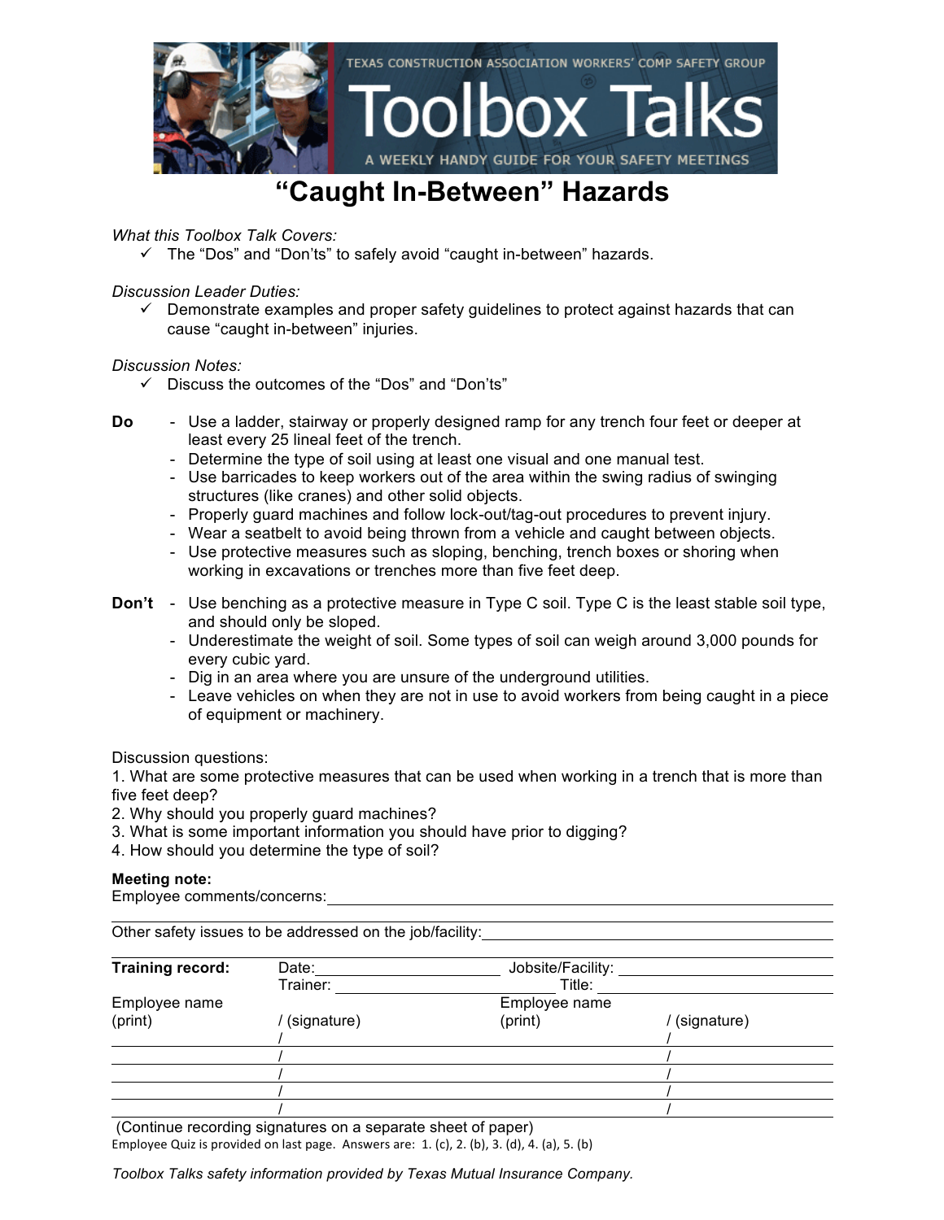TEXAS CONSTRUCTION ASSOCIATION WORKERS' COMP SAFETY GROUP

# Toolbox Talks

A WEEKLY HANDY GUIDE FOR YOUR SAFETY MEETINGS

## "Caught In-Between" Hazards

*What this Toolbox Talk Covers:*

- ✓ The "Dos" and "Don'ts" to safely avoid "caught in-between" hazards.

*Discussion Leader Duties:*

- ✓ Demonstrate examples and proper safety guidelines to protect against hazards that can cause "caught in-between" injuries.

*Discussion Notes:*

- ✓ Discuss the outcomes of the "Dos" and "Don'ts"

**Do**

- Use a ladder, stairway or properly designed ramp for any trench four feet or deeper at least every 25 lineal feet of the trench.
- Determine the type of soil using at least one visual and one manual test.
- Use barricades to keep workers out of the area within the swing radius of swinging structures (like cranes) and other solid objects.
- Properly guard machines and follow lock-out/tag-out procedures to prevent injury.
- Wear a seatbelt to avoid being thrown from a vehicle and caught between objects.
- Use protective measures such as sloping, benching, trench boxes or shoring when working in excavations or trenches more than five feet deep.

**Don't**

- Use benching as a protective measure in Type C soil. Type C is the least stable soil type, and should only be sloped.
- Underestimate the weight of soil. Some types of soil can weigh around 3,000 pounds for every cubic yard.
- Dig in an area where you are unsure of the underground utilities.
- Leave vehicles on when they are not in use to avoid workers from being caught in a piece of equipment or machinery.

Discussion questions:

1. What are some protective measures that can be used when working in a trench that is more than five feet deep?
2. Why should you properly guard machines?
3. What is some important information you should have prior to digging?
4. How should you determine the type of soil?

**Meeting note:**

Employee comments/concerns: ____________________________________________

Other safety issues to be addressed on the job/facility: ____________________________________________

**Training record:** Date: ____________ Jobsite/Facility: ____________

Trainer: ____________ Title: ____________

| Employee name (print) | / (signature) | Employee name (print) | / (signature) |
| --- | --- | --- | --- |
| | / | | / |
| | / | | / |
| | / | | / |
| | / | | / |
| | / | | / |

(Continue recording signatures on a separate sheet of paper)

Employee Quiz is provided on last page. Answers are: 1. (c), 2. (b), 3. (d), 4. (a), 5. (b)

*Toolbox Talks safety information provided by Texas Mutual Insurance Company.*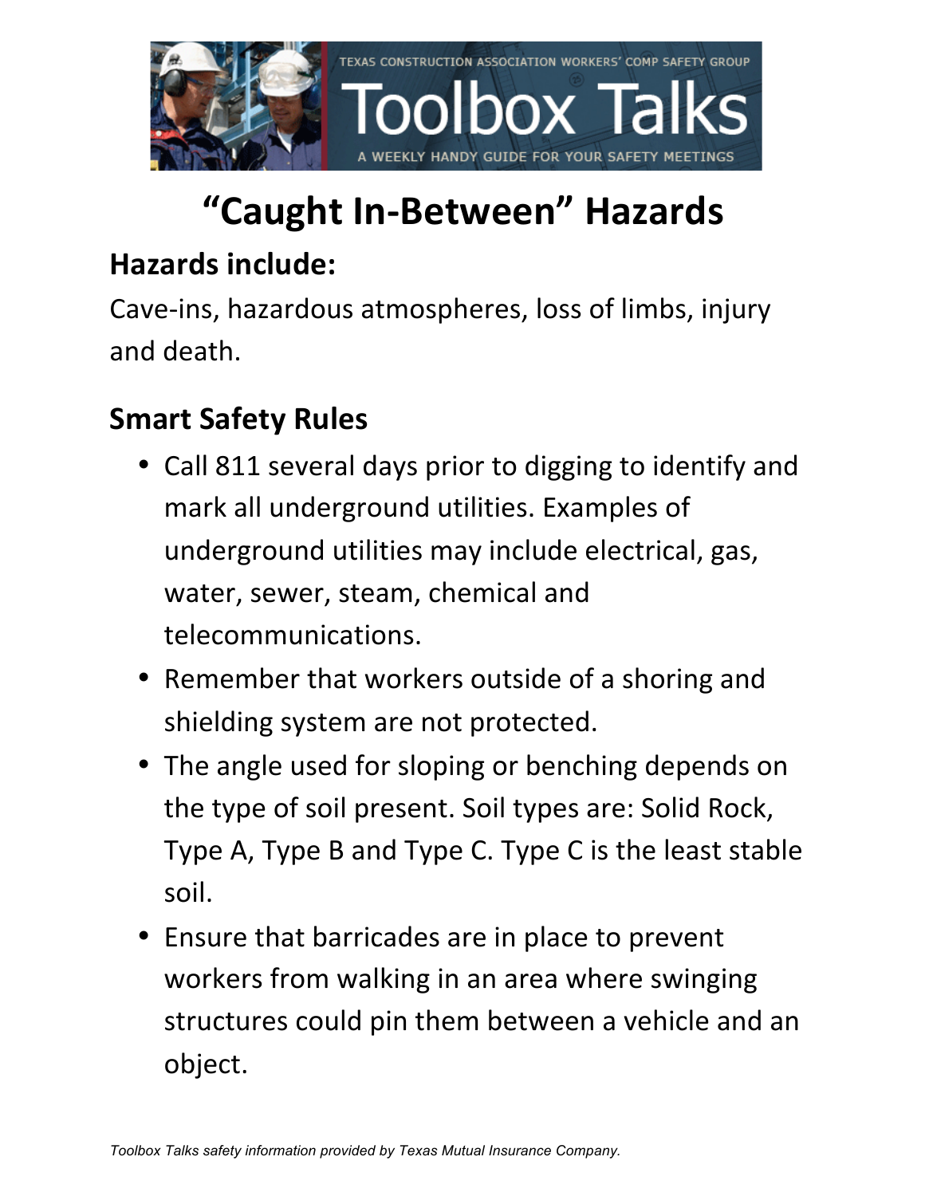# "Caught In-Between" Hazards

## Hazards include:

Cave-ins, hazardous atmospheres, loss of limbs, injury and death.

## Smart Safety Rules

- Call 811 several days prior to digging to identify and mark all underground utilities. Examples of underground utilities may include electrical, gas, water, sewer, steam, chemical and telecommunications.
- Remember that workers outside of a shoring and shielding system are not protected.
- The angle used for sloping or benching depends on the type of soil present. Soil types are: Solid Rock, Type A, Type B and Type C. Type C is the least stable soil.
- Ensure that barricades are in place to prevent workers from walking in an area where swinging structures could pin them between a vehicle and an object.

*Toolbox Talks safety information provided by Texas Mutual Insurance Company.*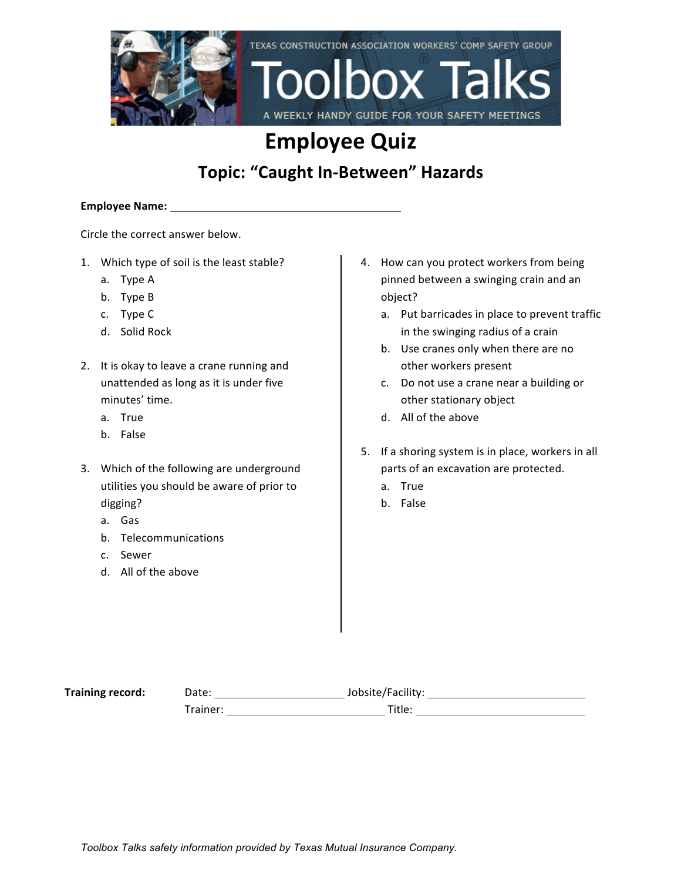TEXAS CONSTRUCTION ASSOCIATION WORKERS' COMP SAFETY GROUP

Toolbox Talks

A WEEKLY HANDY GUIDE FOR YOUR SAFETY MEETINGS

# Employee Quiz

## Topic: "Caught In-Between" Hazards

**Employee Name:** ______________________________

Circle the correct answer below.

1. Which type of soil is the least stable?
   a. Type A
   b. Type B
   c. Type C
   d. Solid Rock

2. It is okay to leave a crane running and unattended as long as it is under five minutes' time.
   a. True
   b. False

3. Which of the following are underground utilities you should be aware of prior to digging?
   a. Gas
   b. Telecommunications
   c. Sewer
   d. All of the above

4. How can you protect workers from being pinned between a swinging crain and an object?
   a. Put barricades in place to prevent traffic in the swinging radius of a crain
   b. Use cranes only when there are no other workers present
   c. Do not use a crane near a building or other stationary object
   d. All of the above

5. If a shoring system is in place, workers in all parts of an excavation are protected.
   a. True
   b. False

**Training record:** Date: ____________________ Jobsite/Facility: ____________________

Trainer: ____________________ Title: ____________________

*Toolbox Talks safety information provided by Texas Mutual Insurance Company.*